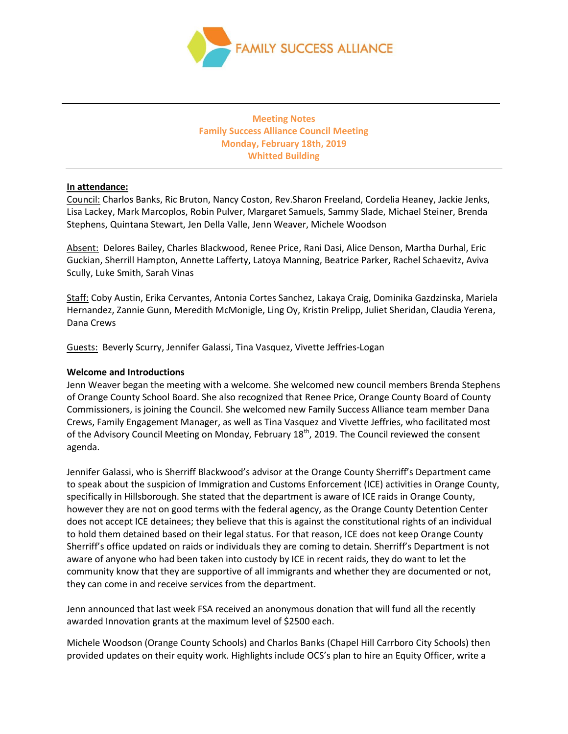FAMILY SUCCESS ALLIANCE

**Meeting Notes**
**Family Success Alliance Council Meeting**
**Monday, February 18th, 2019**
**Whitted Building**

**In attendance:**

Council: Charlos Banks, Ric Bruton, Nancy Coston, Rev.Sharon Freeland, Cordelia Heaney, Jackie Jenks, Lisa Lackey, Mark Marcoplos, Robin Pulver, Margaret Samuels, Sammy Slade, Michael Steiner, Brenda Stephens, Quintana Stewart, Jen Della Valle, Jenn Weaver, Michele Woodson

Absent: Delores Bailey, Charles Blackwood, Renee Price, Rani Dasi, Alice Denson, Martha Durhal, Eric Guckian, Sherrill Hampton, Annette Lafferty, Latoya Manning, Beatrice Parker, Rachel Schaevitz, Aviva Scully, Luke Smith, Sarah Vinas

Staff: Coby Austin, Erika Cervantes, Antonia Cortes Sanchez, Lakaya Craig, Dominika Gazdzinska, Mariela Hernandez, Zannie Gunn, Meredith McMonigle, Ling Oy, Kristin Prelipp, Juliet Sheridan, Claudia Yerena, Dana Crews

Guests: Beverly Scurry, Jennifer Galassi, Tina Vasquez, Vivette Jeffries-Logan

**Welcome and Introductions**

Jenn Weaver began the meeting with a welcome. She welcomed new council members Brenda Stephens of Orange County School Board. She also recognized that Renee Price, Orange County Board of County Commissioners, is joining the Council. She welcomed new Family Success Alliance team member Dana Crews, Family Engagement Manager, as well as Tina Vasquez and Vivette Jeffries, who facilitated most of the Advisory Council Meeting on Monday, February 18th, 2019. The Council reviewed the consent agenda.

Jennifer Galassi, who is Sherriff Blackwood's advisor at the Orange County Sherriff's Department came to speak about the suspicion of Immigration and Customs Enforcement (ICE) activities in Orange County, specifically in Hillsborough. She stated that the department is aware of ICE raids in Orange County, however they are not on good terms with the federal agency, as the Orange County Detention Center does not accept ICE detainees; they believe that this is against the constitutional rights of an individual to hold them detained based on their legal status. For that reason, ICE does not keep Orange County Sherriff's office updated on raids or individuals they are coming to detain. Sherriff's Department is not aware of anyone who had been taken into custody by ICE in recent raids, they do want to let the community know that they are supportive of all immigrants and whether they are documented or not, they can come in and receive services from the department.

Jenn announced that last week FSA received an anonymous donation that will fund all the recently awarded Innovation grants at the maximum level of $2500 each.

Michele Woodson (Orange County Schools) and Charlos Banks (Chapel Hill Carrboro City Schools) then provided updates on their equity work. Highlights include OCS's plan to hire an Equity Officer, write a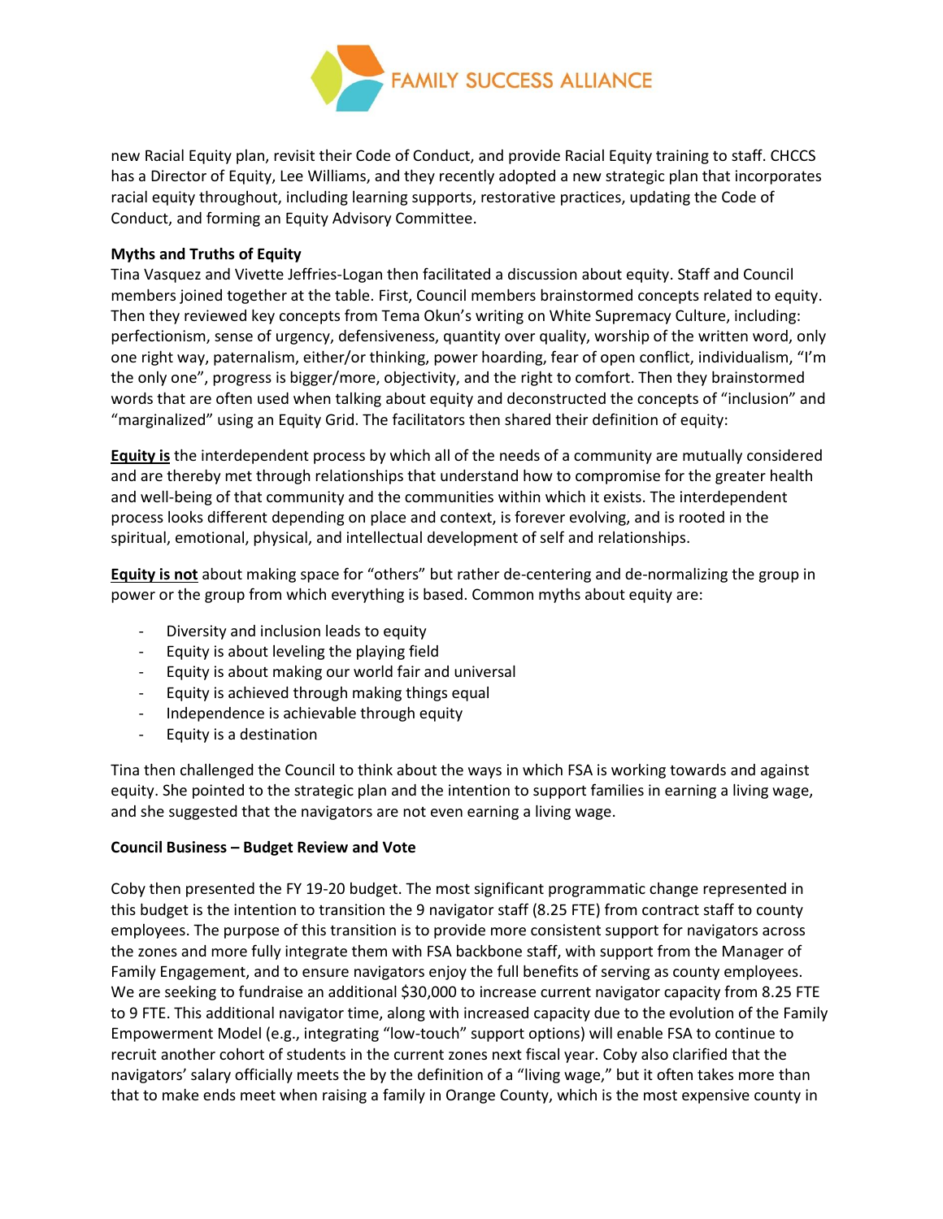new Racial Equity plan, revisit their Code of Conduct, and provide Racial Equity training to staff. CHCCS has a Director of Equity, Lee Williams, and they recently adopted a new strategic plan that incorporates racial equity throughout, including learning supports, restorative practices, updating the Code of Conduct, and forming an Equity Advisory Committee.

**Myths and Truths of Equity**

Tina Vasquez and Vivette Jeffries-Logan then facilitated a discussion about equity. Staff and Council members joined together at the table. First, Council members brainstormed concepts related to equity. Then they reviewed key concepts from Tema Okun's writing on White Supremacy Culture, including: perfectionism, sense of urgency, defensiveness, quantity over quality, worship of the written word, only one right way, paternalism, either/or thinking, power hoarding, fear of open conflict, individualism, "I'm the only one", progress is bigger/more, objectivity, and the right to comfort. Then they brainstormed words that are often used when talking about equity and deconstructed the concepts of "inclusion" and "marginalized" using an Equity Grid. The facilitators then shared their definition of equity:

**Equity is** the interdependent process by which all of the needs of a community are mutually considered and are thereby met through relationships that understand how to compromise for the greater health and well-being of that community and the communities within which it exists. The interdependent process looks different depending on place and context, is forever evolving, and is rooted in the spiritual, emotional, physical, and intellectual development of self and relationships.

**Equity is not** about making space for "others" but rather de-centering and de-normalizing the group in power or the group from which everything is based. Common myths about equity are:

- Diversity and inclusion leads to equity
- Equity is about leveling the playing field
- Equity is about making our world fair and universal
- Equity is achieved through making things equal
- Independence is achievable through equity
- Equity is a destination

Tina then challenged the Council to think about the ways in which FSA is working towards and against equity. She pointed to the strategic plan and the intention to support families in earning a living wage, and she suggested that the navigators are not even earning a living wage.

**Council Business – Budget Review and Vote**

Coby then presented the FY 19-20 budget. The most significant programmatic change represented in this budget is the intention to transition the 9 navigator staff (8.25 FTE) from contract staff to county employees. The purpose of this transition is to provide more consistent support for navigators across the zones and more fully integrate them with FSA backbone staff, with support from the Manager of Family Engagement, and to ensure navigators enjoy the full benefits of serving as county employees. We are seeking to fundraise an additional $30,000 to increase current navigator capacity from 8.25 FTE to 9 FTE. This additional navigator time, along with increased capacity due to the evolution of the Family Empowerment Model (e.g., integrating "low-touch" support options) will enable FSA to continue to recruit another cohort of students in the current zones next fiscal year. Coby also clarified that the navigators' salary officially meets the by the definition of a "living wage," but it often takes more than that to make ends meet when raising a family in Orange County, which is the most expensive county in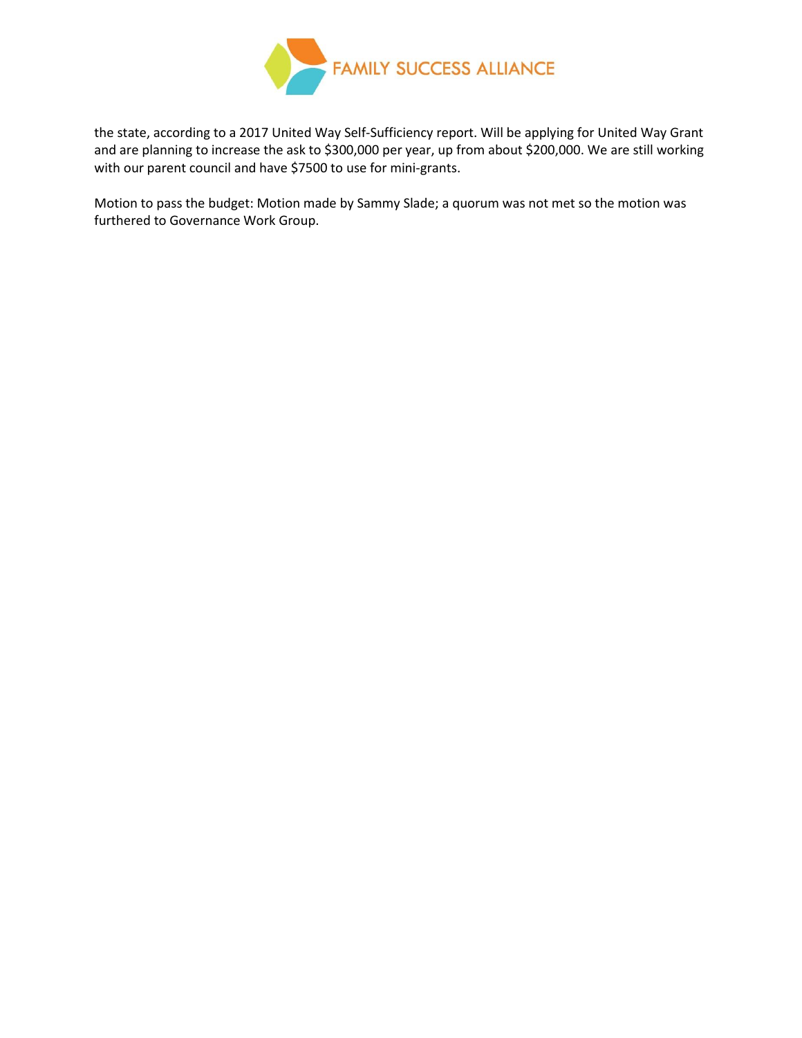the state, according to a 2017 United Way Self-Sufficiency report. Will be applying for United Way Grant and are planning to increase the ask to $300,000 per year, up from about $200,000. We are still working with our parent council and have $7500 to use for mini-grants.

Motion to pass the budget: Motion made by Sammy Slade; a quorum was not met so the motion was furthered to Governance Work Group.